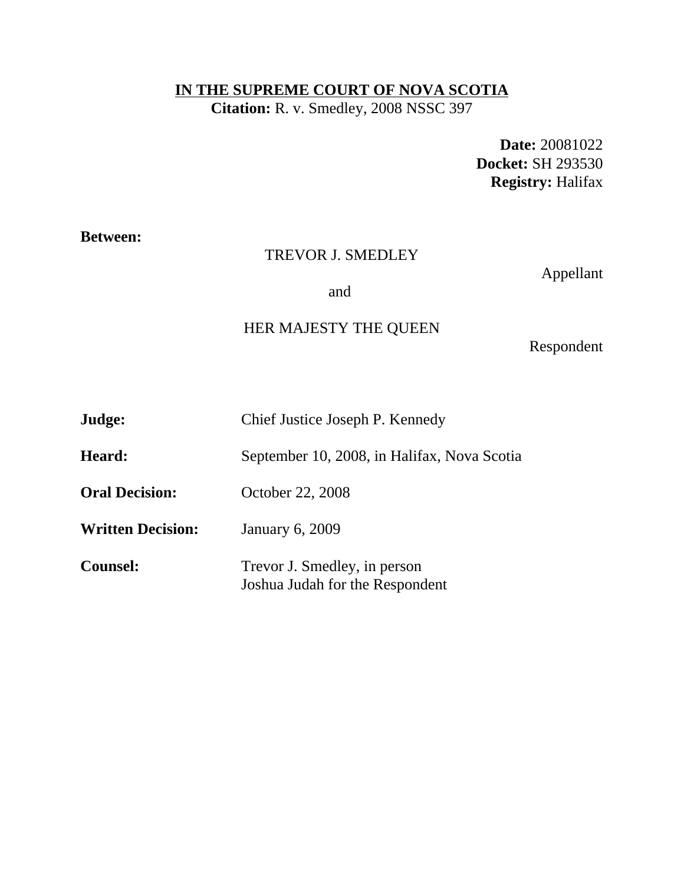**IN THE SUPREME COURT OF NOVA SCOTIA**
**Citation:** R. v. Smedley, 2008 NSSC 397

**Date:** 20081022
**Docket:** SH 293530
**Registry:** Halifax

**Between:**

TREVOR J. SMEDLEY

Appellant

and

HER MAJESTY THE QUEEN

Respondent

**Judge:** Chief Justice Joseph P. Kennedy

**Heard:** September 10, 2008, in Halifax, Nova Scotia

**Oral Decision:** October 22, 2008

**Written Decision:** January 6, 2009

**Counsel:** Trevor J. Smedley, in person
Joshua Judah for the Respondent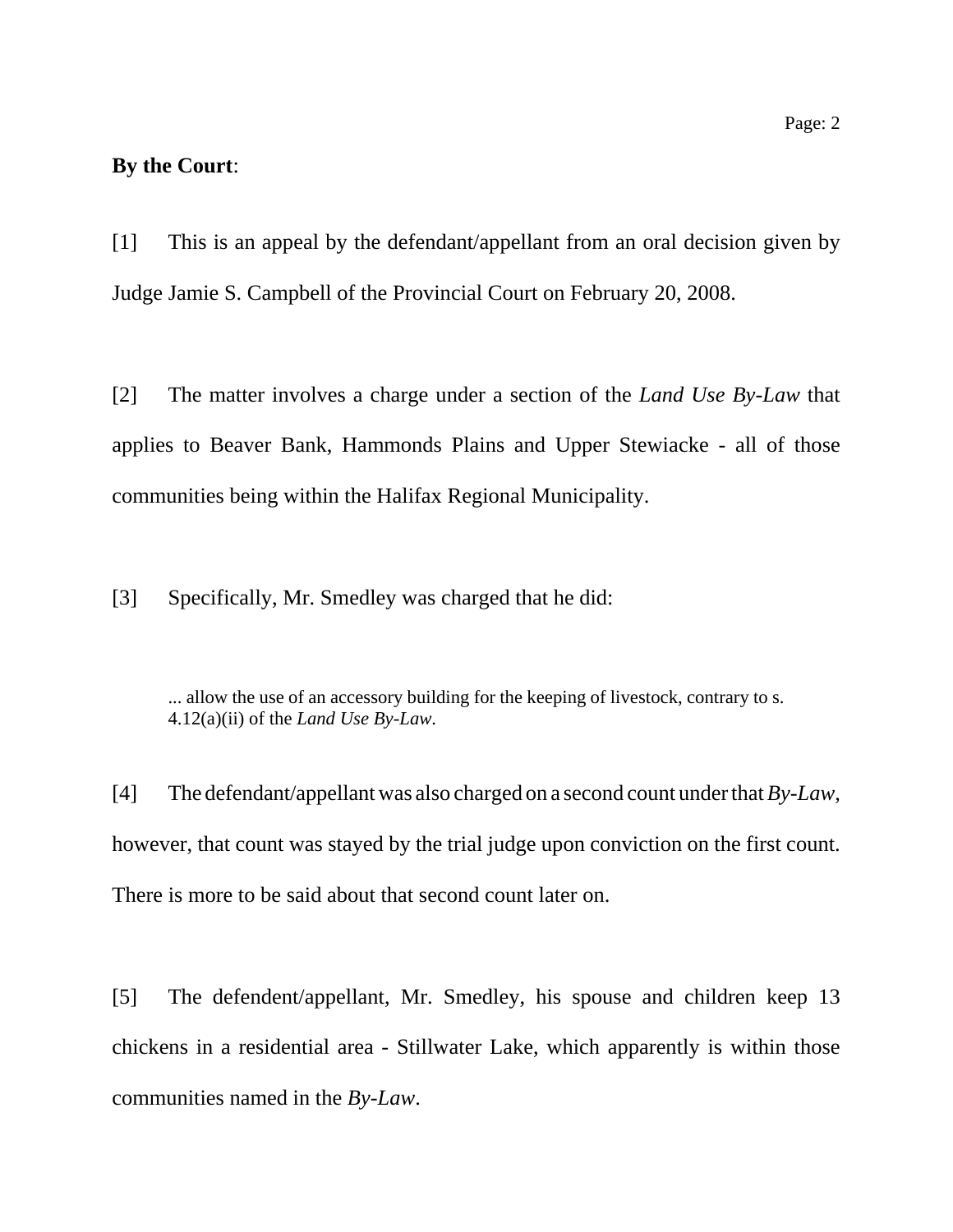**By the Court**:

[1] This is an appeal by the defendant/appellant from an oral decision given by Judge Jamie S. Campbell of the Provincial Court on February 20, 2008.

[2] The matter involves a charge under a section of the *Land Use By-Law* that applies to Beaver Bank, Hammonds Plains and Upper Stewiacke - all of those communities being within the Halifax Regional Municipality.

[3] Specifically, Mr. Smedley was charged that he did:

> ... allow the use of an accessory building for the keeping of livestock, contrary to s. 4.12(a)(ii) of the *Land Use By-Law*.

[4] The defendant/appellant was also charged on a second count under that *By-Law*, however, that count was stayed by the trial judge upon conviction on the first count. There is more to be said about that second count later on.

[5] The defendent/appellant, Mr. Smedley, his spouse and children keep 13 chickens in a residential area - Stillwater Lake, which apparently is within those communities named in the *By-Law*.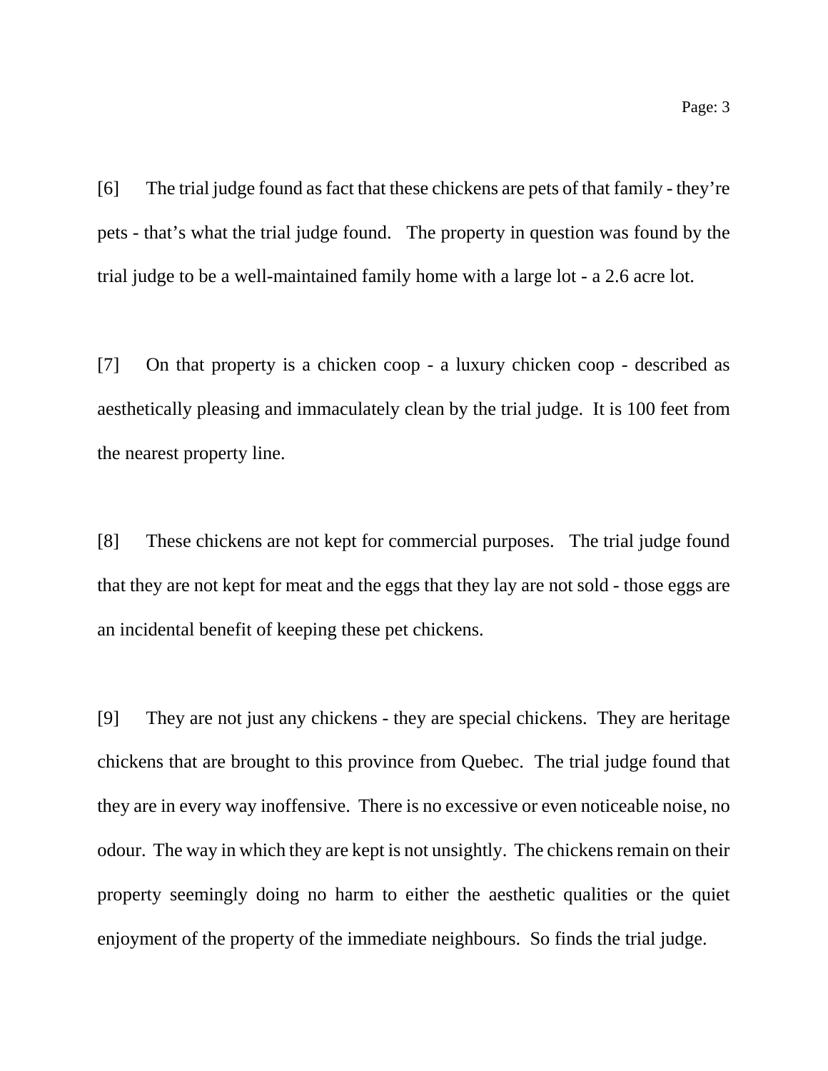[6] The trial judge found as fact that these chickens are pets of that family - they're pets - that's what the trial judge found. The property in question was found by the trial judge to be a well-maintained family home with a large lot - a 2.6 acre lot.

[7] On that property is a chicken coop - a luxury chicken coop - described as aesthetically pleasing and immaculately clean by the trial judge. It is 100 feet from the nearest property line.

[8] These chickens are not kept for commercial purposes. The trial judge found that they are not kept for meat and the eggs that they lay are not sold - those eggs are an incidental benefit of keeping these pet chickens.

[9] They are not just any chickens - they are special chickens. They are heritage chickens that are brought to this province from Quebec. The trial judge found that they are in every way inoffensive. There is no excessive or even noticeable noise, no odour. The way in which they are kept is not unsightly. The chickens remain on their property seemingly doing no harm to either the aesthetic qualities or the quiet enjoyment of the property of the immediate neighbours. So finds the trial judge.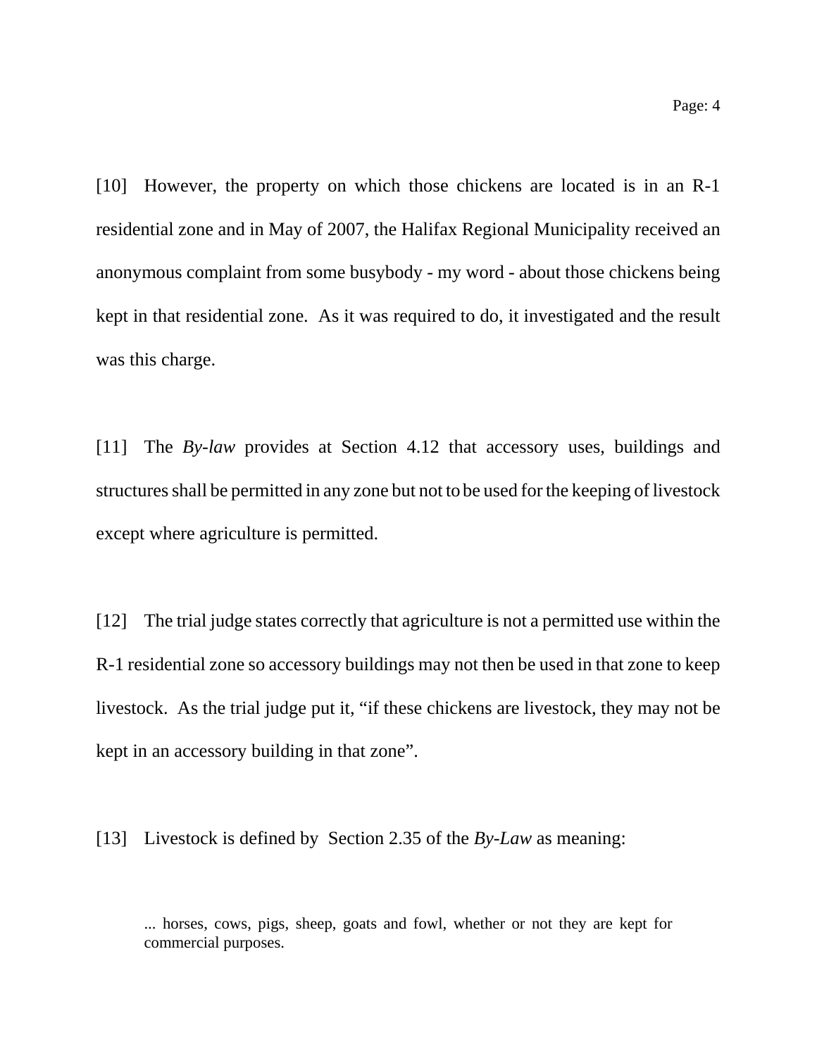[10] However, the property on which those chickens are located is in an R-1 residential zone and in May of 2007, the Halifax Regional Municipality received an anonymous complaint from some busybody - my word - about those chickens being kept in that residential zone. As it was required to do, it investigated and the result was this charge.

[11] The *By-law* provides at Section 4.12 that accessory uses, buildings and structures shall be permitted in any zone but not to be used for the keeping of livestock except where agriculture is permitted.

[12] The trial judge states correctly that agriculture is not a permitted use within the R-1 residential zone so accessory buildings may not then be used in that zone to keep livestock. As the trial judge put it, "if these chickens are livestock, they may not be kept in an accessory building in that zone".

[13] Livestock is defined by Section 2.35 of the *By-Law* as meaning:

> ... horses, cows, pigs, sheep, goats and fowl, whether or not they are kept for commercial purposes.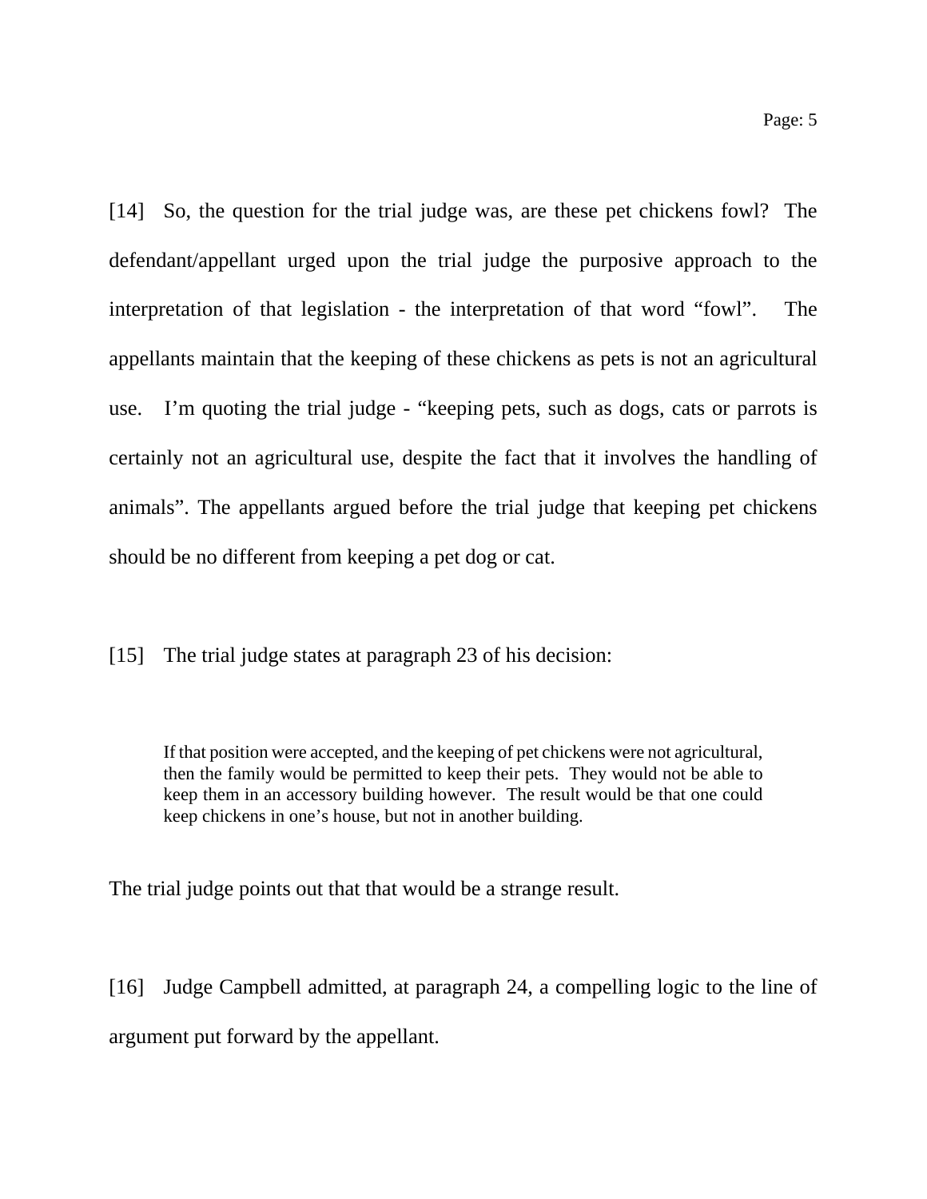[14] So, the question for the trial judge was, are these pet chickens fowl? The defendant/appellant urged upon the trial judge the purposive approach to the interpretation of that legislation - the interpretation of that word “fowl”. The appellants maintain that the keeping of these chickens as pets is not an agricultural use. I’m quoting the trial judge - “keeping pets, such as dogs, cats or parrots is certainly not an agricultural use, despite the fact that it involves the handling of animals”. The appellants argued before the trial judge that keeping pet chickens should be no different from keeping a pet dog or cat.

[15] The trial judge states at paragraph 23 of his decision:

> If that position were accepted, and the keeping of pet chickens were not agricultural, then the family would be permitted to keep their pets. They would not be able to keep them in an accessory building however. The result would be that one could keep chickens in one’s house, but not in another building.

The trial judge points out that that would be a strange result.

[16] Judge Campbell admitted, at paragraph 24, a compelling logic to the line of argument put forward by the appellant.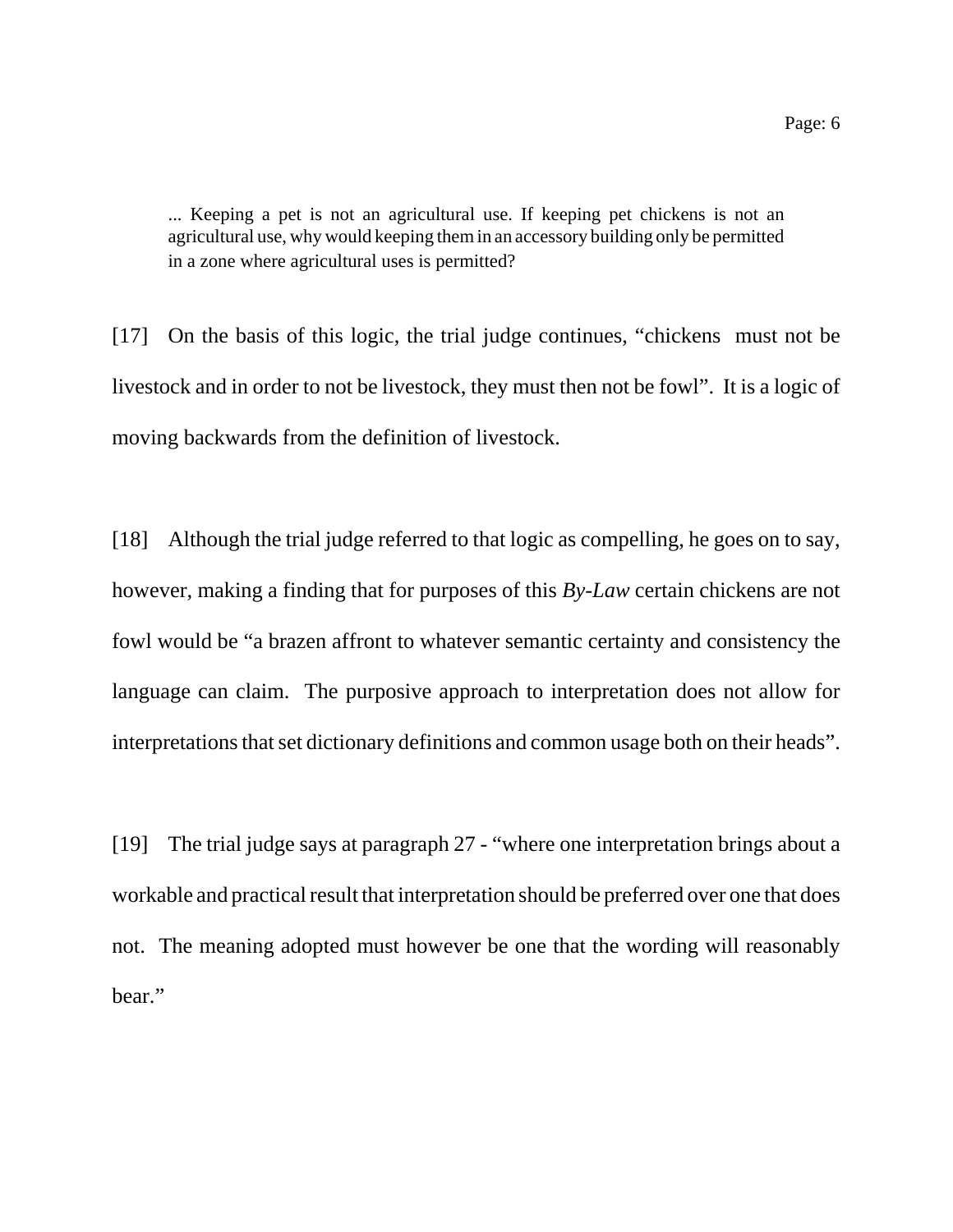> ... Keeping a pet is not an agricultural use. If keeping pet chickens is not an agricultural use, why would keeping them in an accessory building only be permitted in a zone where agricultural uses is permitted?

[17] On the basis of this logic, the trial judge continues, "chickens must not be livestock and in order to not be livestock, they must then not be fowl". It is a logic of moving backwards from the definition of livestock.

[18] Although the trial judge referred to that logic as compelling, he goes on to say, however, making a finding that for purposes of this *By-Law* certain chickens are not fowl would be "a brazen affront to whatever semantic certainty and consistency the language can claim. The purposive approach to interpretation does not allow for interpretations that set dictionary definitions and common usage both on their heads".

[19] The trial judge says at paragraph 27 - "where one interpretation brings about a workable and practical result that interpretation should be preferred over one that does not. The meaning adopted must however be one that the wording will reasonably bear."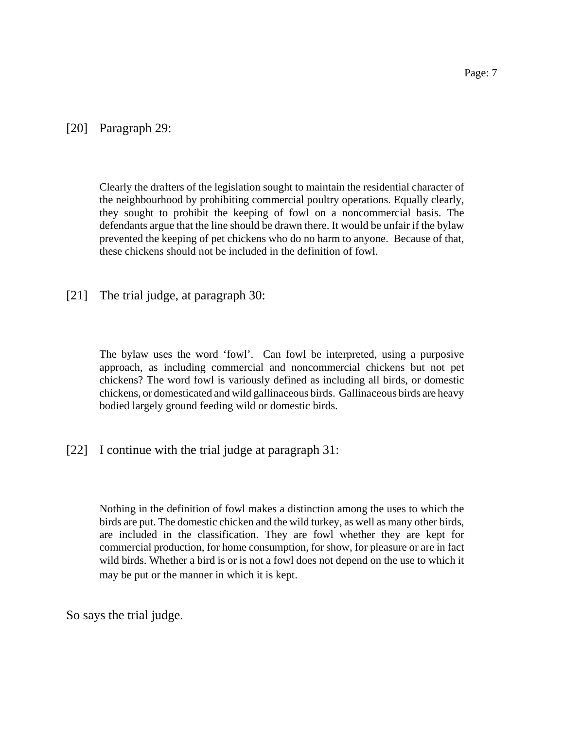[20] Paragraph 29:

> Clearly the drafters of the legislation sought to maintain the residential character of the neighbourhood by prohibiting commercial poultry operations. Equally clearly, they sought to prohibit the keeping of fowl on a noncommercial basis. The defendants argue that the line should be drawn there. It would be unfair if the bylaw prevented the keeping of pet chickens who do no harm to anyone. Because of that, these chickens should not be included in the definition of fowl.

[21] The trial judge, at paragraph 30:

> The bylaw uses the word 'fowl'. Can fowl be interpreted, using a purposive approach, as including commercial and noncommercial chickens but not pet chickens? The word fowl is variously defined as including all birds, or domestic chickens, or domesticated and wild gallinaceous birds. Gallinaceous birds are heavy bodied largely ground feeding wild or domestic birds.

[22] I continue with the trial judge at paragraph 31:

> Nothing in the definition of fowl makes a distinction among the uses to which the birds are put. The domestic chicken and the wild turkey, as well as many other birds, are included in the classification. They are fowl whether they are kept for commercial production, for home consumption, for show, for pleasure or are in fact wild birds. Whether a bird is or is not a fowl does not depend on the use to which it may be put or the manner in which it is kept.

So says the trial judge.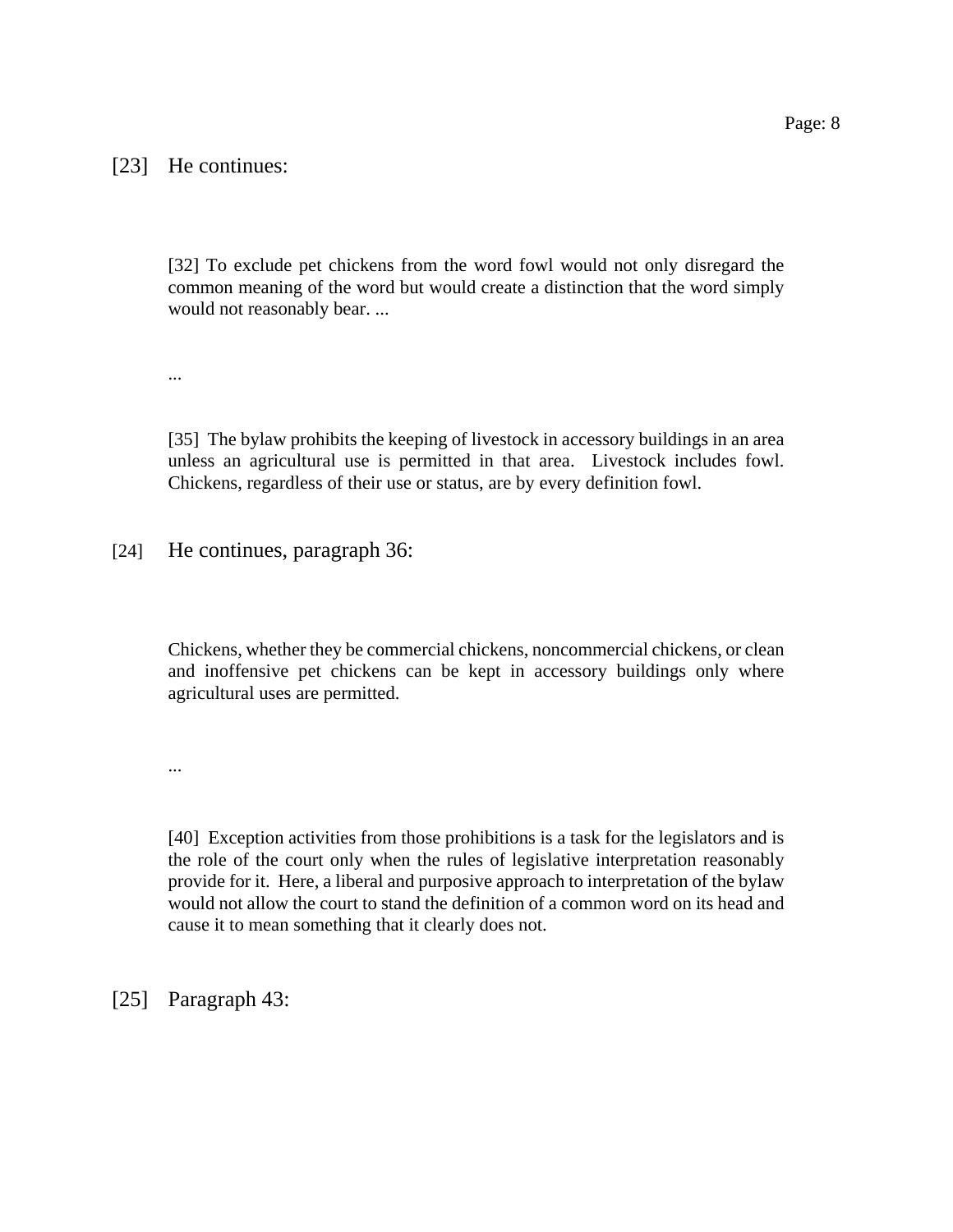[23] He continues:

> [32] To exclude pet chickens from the word fowl would not only disregard the common meaning of the word but would create a distinction that the word simply would not reasonably bear. ...
>
> ...
>
> [35] The bylaw prohibits the keeping of livestock in accessory buildings in an area unless an agricultural use is permitted in that area. Livestock includes fowl. Chickens, regardless of their use or status, are by every definition fowl.

[24] He continues, paragraph 36:

> Chickens, whether they be commercial chickens, noncommercial chickens, or clean and inoffensive pet chickens can be kept in accessory buildings only where agricultural uses are permitted.
>
> ...
>
> [40] Exception activities from those prohibitions is a task for the legislators and is the role of the court only when the rules of legislative interpretation reasonably provide for it. Here, a liberal and purposive approach to interpretation of the bylaw would not allow the court to stand the definition of a common word on its head and cause it to mean something that it clearly does not.

[25] Paragraph 43: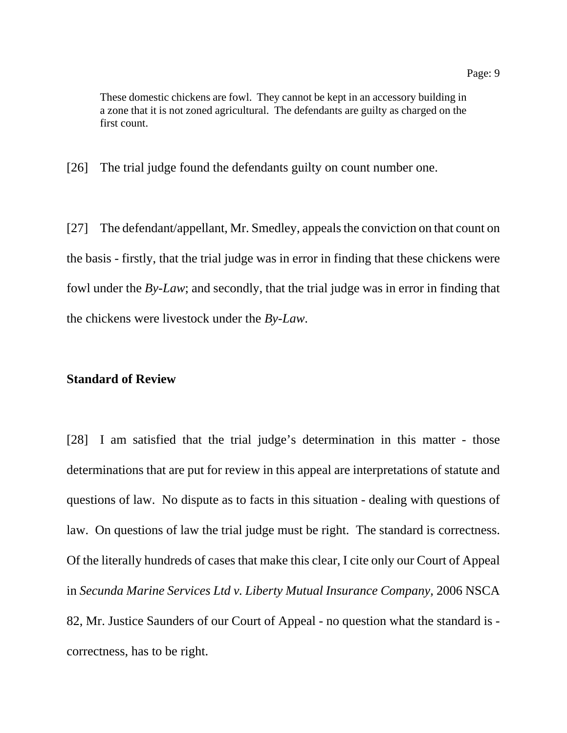> These domestic chickens are fowl. They cannot be kept in an accessory building in a zone that it is not zoned agricultural. The defendants are guilty as charged on the first count.

[26] The trial judge found the defendants guilty on count number one.

[27] The defendant/appellant, Mr. Smedley, appeals the conviction on that count on the basis - firstly, that the trial judge was in error in finding that these chickens were fowl under the *By-Law*; and secondly, that the trial judge was in error in finding that the chickens were livestock under the *By-Law*.

**Standard of Review**

[28] I am satisfied that the trial judge's determination in this matter - those determinations that are put for review in this appeal are interpretations of statute and questions of law. No dispute as to facts in this situation - dealing with questions of law. On questions of law the trial judge must be right. The standard is correctness. Of the literally hundreds of cases that make this clear, I cite only our Court of Appeal in *Secunda Marine Services Ltd v. Liberty Mutual Insurance Company*, 2006 NSCA 82, Mr. Justice Saunders of our Court of Appeal - no question what the standard is - correctness, has to be right.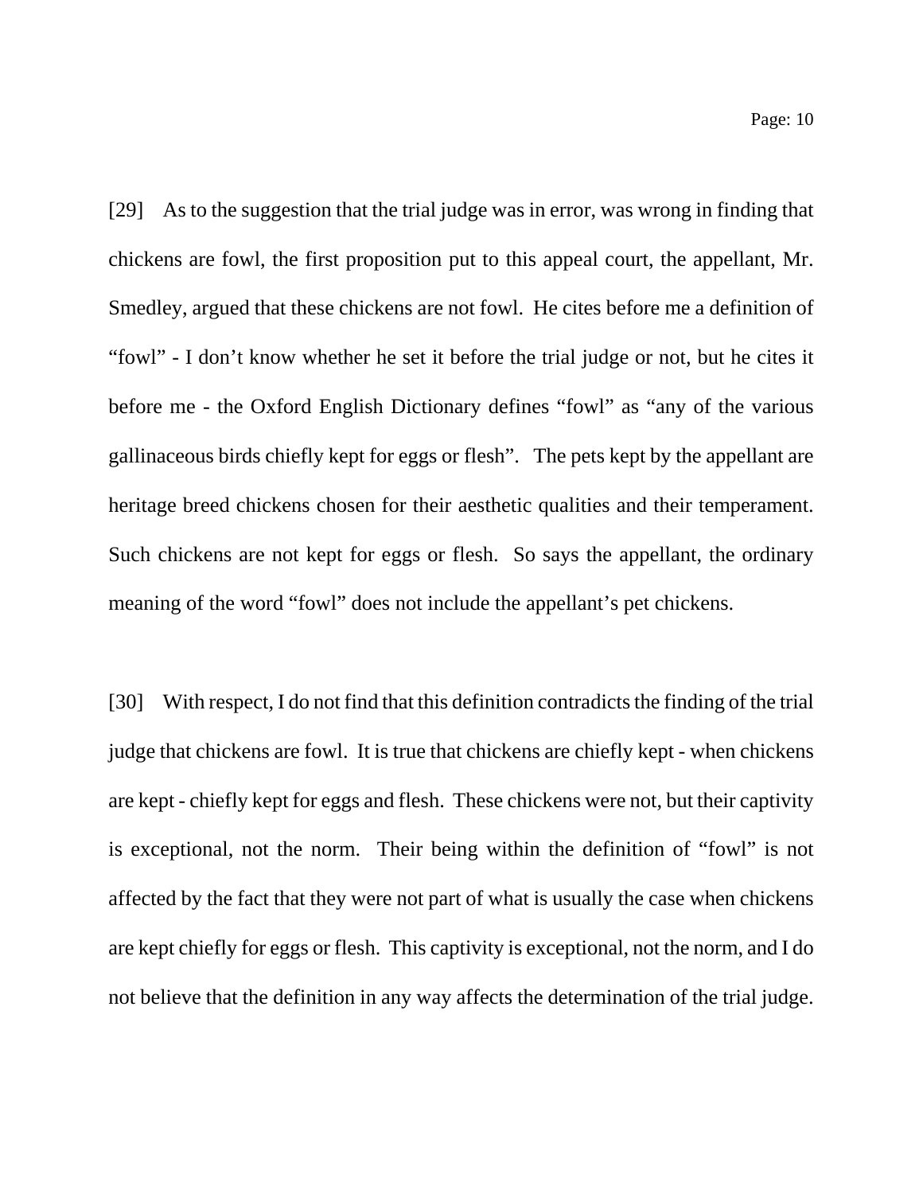[29] As to the suggestion that the trial judge was in error, was wrong in finding that chickens are fowl, the first proposition put to this appeal court, the appellant, Mr. Smedley, argued that these chickens are not fowl. He cites before me a definition of "fowl" - I don't know whether he set it before the trial judge or not, but he cites it before me - the Oxford English Dictionary defines "fowl" as "any of the various gallinaceous birds chiefly kept for eggs or flesh". The pets kept by the appellant are heritage breed chickens chosen for their aesthetic qualities and their temperament. Such chickens are not kept for eggs or flesh. So says the appellant, the ordinary meaning of the word "fowl" does not include the appellant's pet chickens.

[30] With respect, I do not find that this definition contradicts the finding of the trial judge that chickens are fowl. It is true that chickens are chiefly kept - when chickens are kept - chiefly kept for eggs and flesh. These chickens were not, but their captivity is exceptional, not the norm. Their being within the definition of "fowl" is not affected by the fact that they were not part of what is usually the case when chickens are kept chiefly for eggs or flesh. This captivity is exceptional, not the norm, and I do not believe that the definition in any way affects the determination of the trial judge.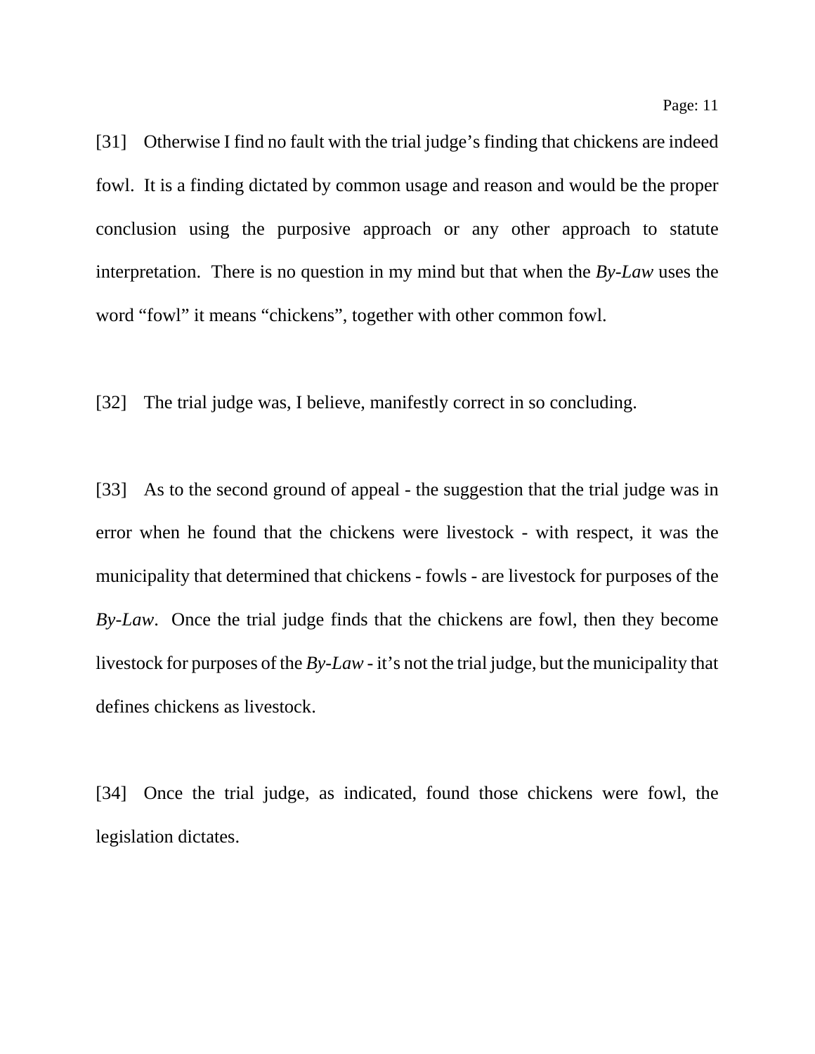[31] Otherwise I find no fault with the trial judge's finding that chickens are indeed fowl. It is a finding dictated by common usage and reason and would be the proper conclusion using the purposive approach or any other approach to statute interpretation. There is no question in my mind but that when the *By-Law* uses the word "fowl" it means "chickens", together with other common fowl.

[32] The trial judge was, I believe, manifestly correct in so concluding.

[33] As to the second ground of appeal - the suggestion that the trial judge was in error when he found that the chickens were livestock - with respect, it was the municipality that determined that chickens - fowls - are livestock for purposes of the *By-Law*. Once the trial judge finds that the chickens are fowl, then they become livestock for purposes of the *By-Law* - it's not the trial judge, but the municipality that defines chickens as livestock.

[34] Once the trial judge, as indicated, found those chickens were fowl, the legislation dictates.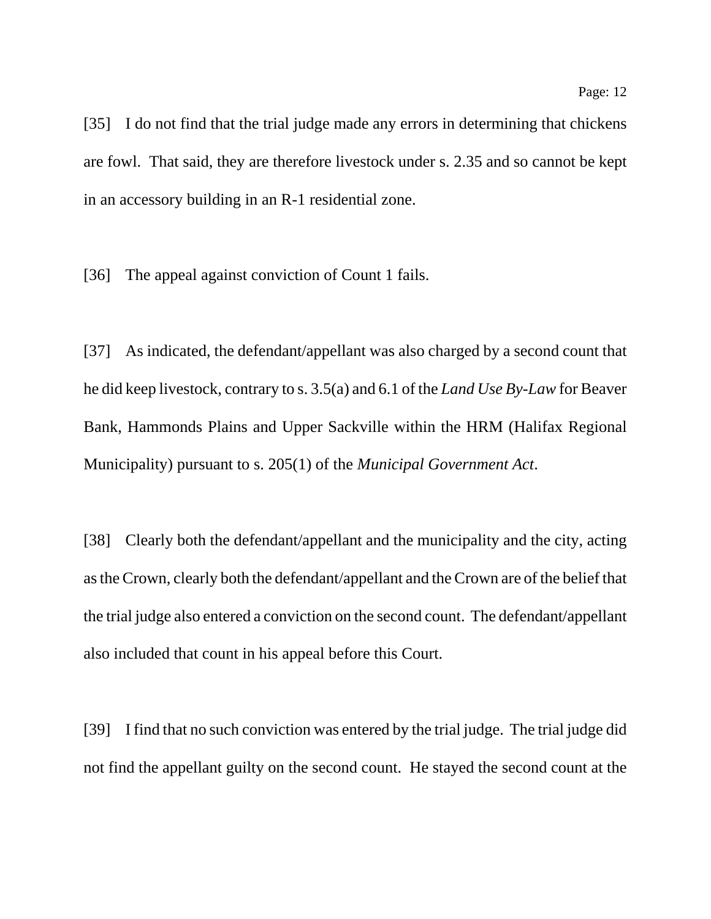[35] I do not find that the trial judge made any errors in determining that chickens are fowl. That said, they are therefore livestock under s. 2.35 and so cannot be kept in an accessory building in an R-1 residential zone.

[36] The appeal against conviction of Count 1 fails.

[37] As indicated, the defendant/appellant was also charged by a second count that he did keep livestock, contrary to s. 3.5(a) and 6.1 of the *Land Use By-Law* for Beaver Bank, Hammonds Plains and Upper Sackville within the HRM (Halifax Regional Municipality) pursuant to s. 205(1) of the *Municipal Government Act*.

[38] Clearly both the defendant/appellant and the municipality and the city, acting as the Crown, clearly both the defendant/appellant and the Crown are of the belief that the trial judge also entered a conviction on the second count. The defendant/appellant also included that count in his appeal before this Court.

[39] I find that no such conviction was entered by the trial judge. The trial judge did not find the appellant guilty on the second count. He stayed the second count at the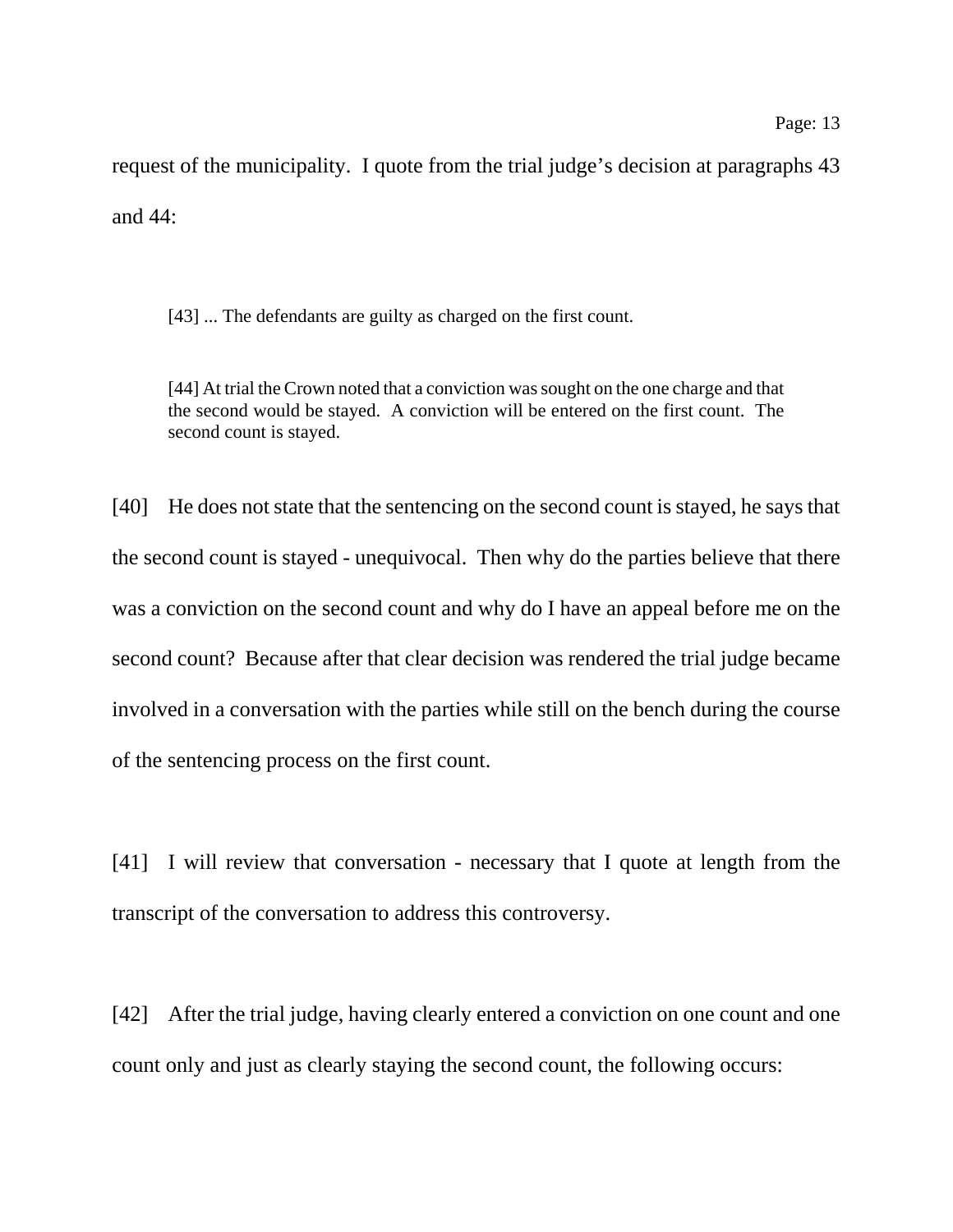request of the municipality. I quote from the trial judge's decision at paragraphs 43 and 44:

> [43] ... The defendants are guilty as charged on the first count.
>
> [44] At trial the Crown noted that a conviction was sought on the one charge and that the second would be stayed. A conviction will be entered on the first count. The second count is stayed.

[40] He does not state that the sentencing on the second count is stayed, he says that the second count is stayed - unequivocal. Then why do the parties believe that there was a conviction on the second count and why do I have an appeal before me on the second count? Because after that clear decision was rendered the trial judge became involved in a conversation with the parties while still on the bench during the course of the sentencing process on the first count.

[41] I will review that conversation - necessary that I quote at length from the transcript of the conversation to address this controversy.

[42] After the trial judge, having clearly entered a conviction on one count and one count only and just as clearly staying the second count, the following occurs: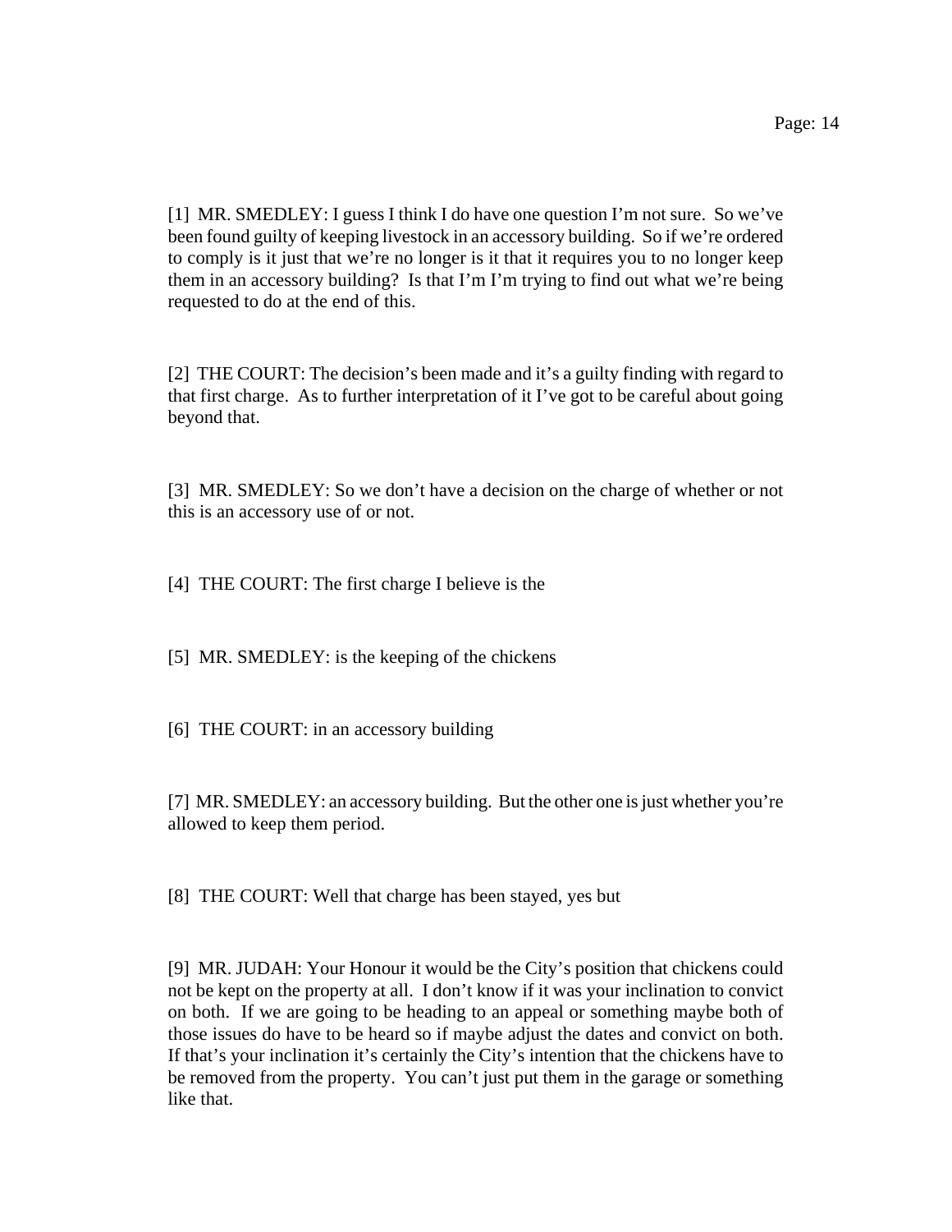[1] MR. SMEDLEY: I guess I think I do have one question I'm not sure. So we've been found guilty of keeping livestock in an accessory building. So if we're ordered to comply is it just that we're no longer is it that it requires you to no longer keep them in an accessory building? Is that I'm I'm trying to find out what we're being requested to do at the end of this.

[2] THE COURT: The decision's been made and it's a guilty finding with regard to that first charge. As to further interpretation of it I've got to be careful about going beyond that.

[3] MR. SMEDLEY: So we don't have a decision on the charge of whether or not this is an accessory use of or not.

[4] THE COURT: The first charge I believe is the

[5] MR. SMEDLEY: is the keeping of the chickens

[6] THE COURT: in an accessory building

[7] MR. SMEDLEY: an accessory building. But the other one is just whether you're allowed to keep them period.

[8] THE COURT: Well that charge has been stayed, yes but

[9] MR. JUDAH: Your Honour it would be the City's position that chickens could not be kept on the property at all. I don't know if it was your inclination to convict on both. If we are going to be heading to an appeal or something maybe both of those issues do have to be heard so if maybe adjust the dates and convict on both. If that's your inclination it's certainly the City's intention that the chickens have to be removed from the property. You can't just put them in the garage or something like that.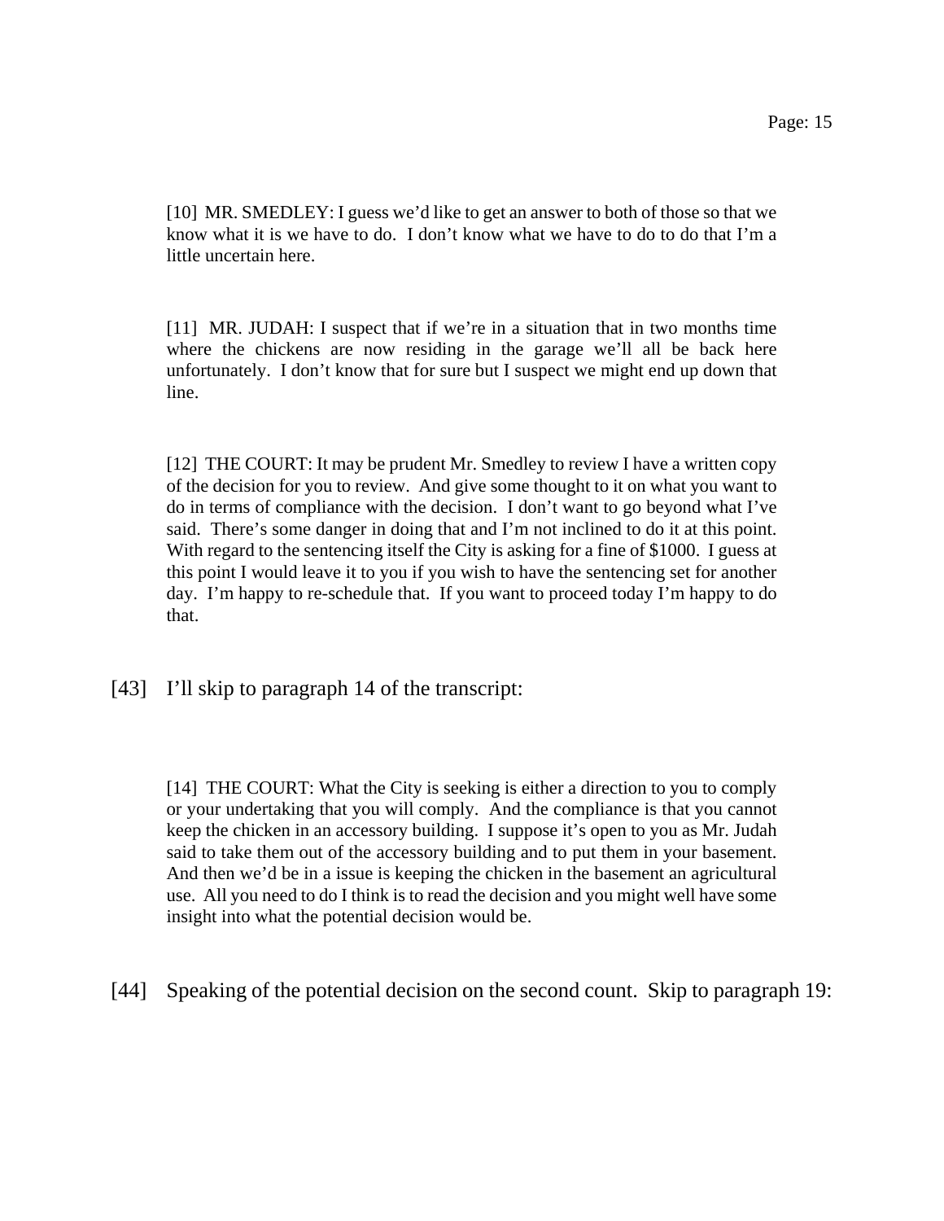> [10] MR. SMEDLEY: I guess we'd like to get an answer to both of those so that we know what it is we have to do. I don't know what we have to do to do that I'm a little uncertain here.
>
> [11] MR. JUDAH: I suspect that if we're in a situation that in two months time where the chickens are now residing in the garage we'll all be back here unfortunately. I don't know that for sure but I suspect we might end up down that line.
>
> [12] THE COURT: It may be prudent Mr. Smedley to review I have a written copy of the decision for you to review. And give some thought to it on what you want to do in terms of compliance with the decision. I don't want to go beyond what I've said. There's some danger in doing that and I'm not inclined to do it at this point. With regard to the sentencing itself the City is asking for a fine of $1000. I guess at this point I would leave it to you if you wish to have the sentencing set for another day. I'm happy to re-schedule that. If you want to proceed today I'm happy to do that.

[43] I'll skip to paragraph 14 of the transcript:

> [14] THE COURT: What the City is seeking is either a direction to you to comply or your undertaking that you will comply. And the compliance is that you cannot keep the chicken in an accessory building. I suppose it's open to you as Mr. Judah said to take them out of the accessory building and to put them in your basement. And then we'd be in a issue is keeping the chicken in the basement an agricultural use. All you need to do I think is to read the decision and you might well have some insight into what the potential decision would be.

[44] Speaking of the potential decision on the second count. Skip to paragraph 19: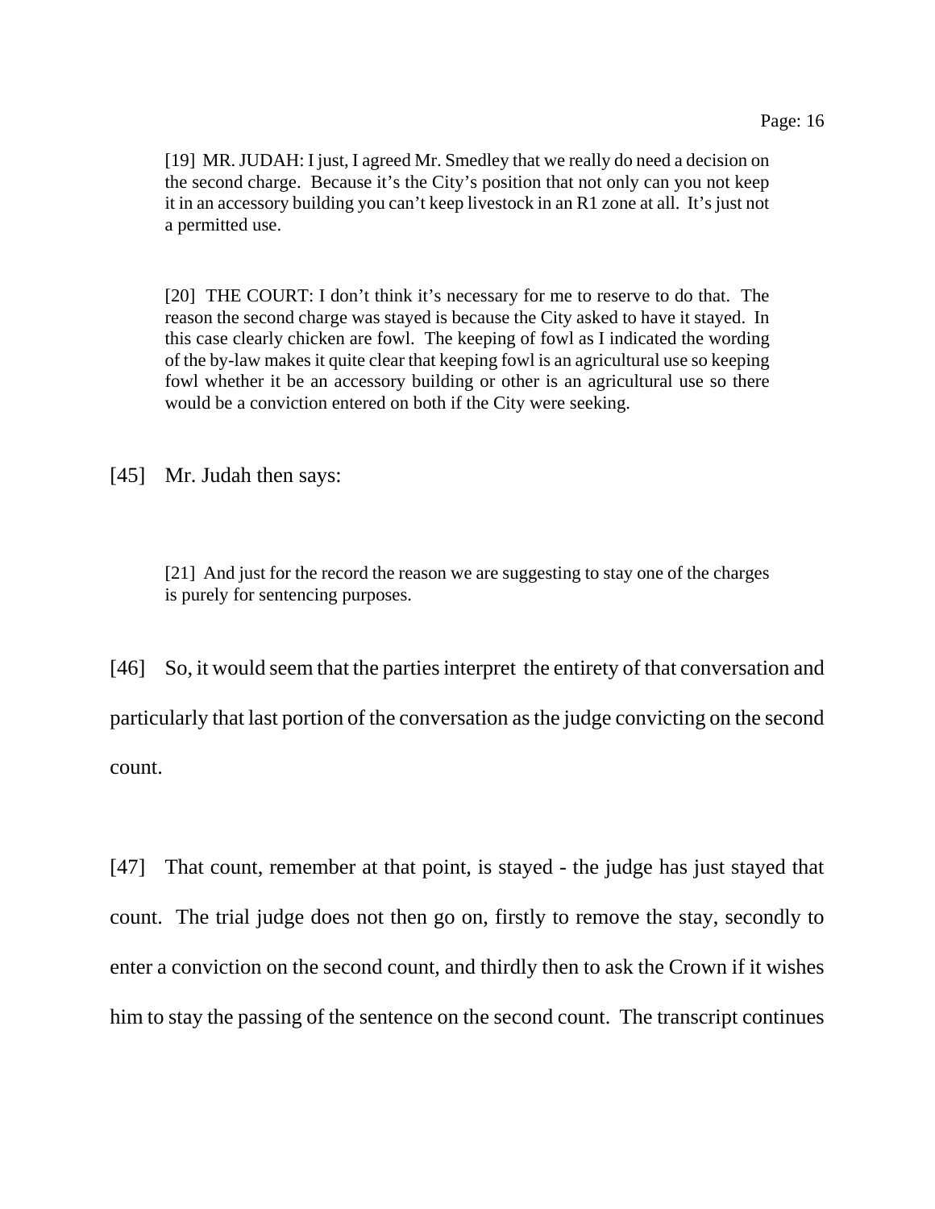> [19] MR. JUDAH: I just, I agreed Mr. Smedley that we really do need a decision on the second charge. Because it's the City's position that not only can you not keep it in an accessory building you can't keep livestock in an R1 zone at all. It's just not a permitted use.

> [20] THE COURT: I don't think it's necessary for me to reserve to do that. The reason the second charge was stayed is because the City asked to have it stayed. In this case clearly chicken are fowl. The keeping of fowl as I indicated the wording of the by-law makes it quite clear that keeping fowl is an agricultural use so keeping fowl whether it be an accessory building or other is an agricultural use so there would be a conviction entered on both if the City were seeking.

[45] Mr. Judah then says:

> [21] And just for the record the reason we are suggesting to stay one of the charges is purely for sentencing purposes.

[46] So, it would seem that the parties interpret the entirety of that conversation and particularly that last portion of the conversation as the judge convicting on the second count.

[47] That count, remember at that point, is stayed - the judge has just stayed that count. The trial judge does not then go on, firstly to remove the stay, secondly to enter a conviction on the second count, and thirdly then to ask the Crown if it wishes him to stay the passing of the sentence on the second count. The transcript continues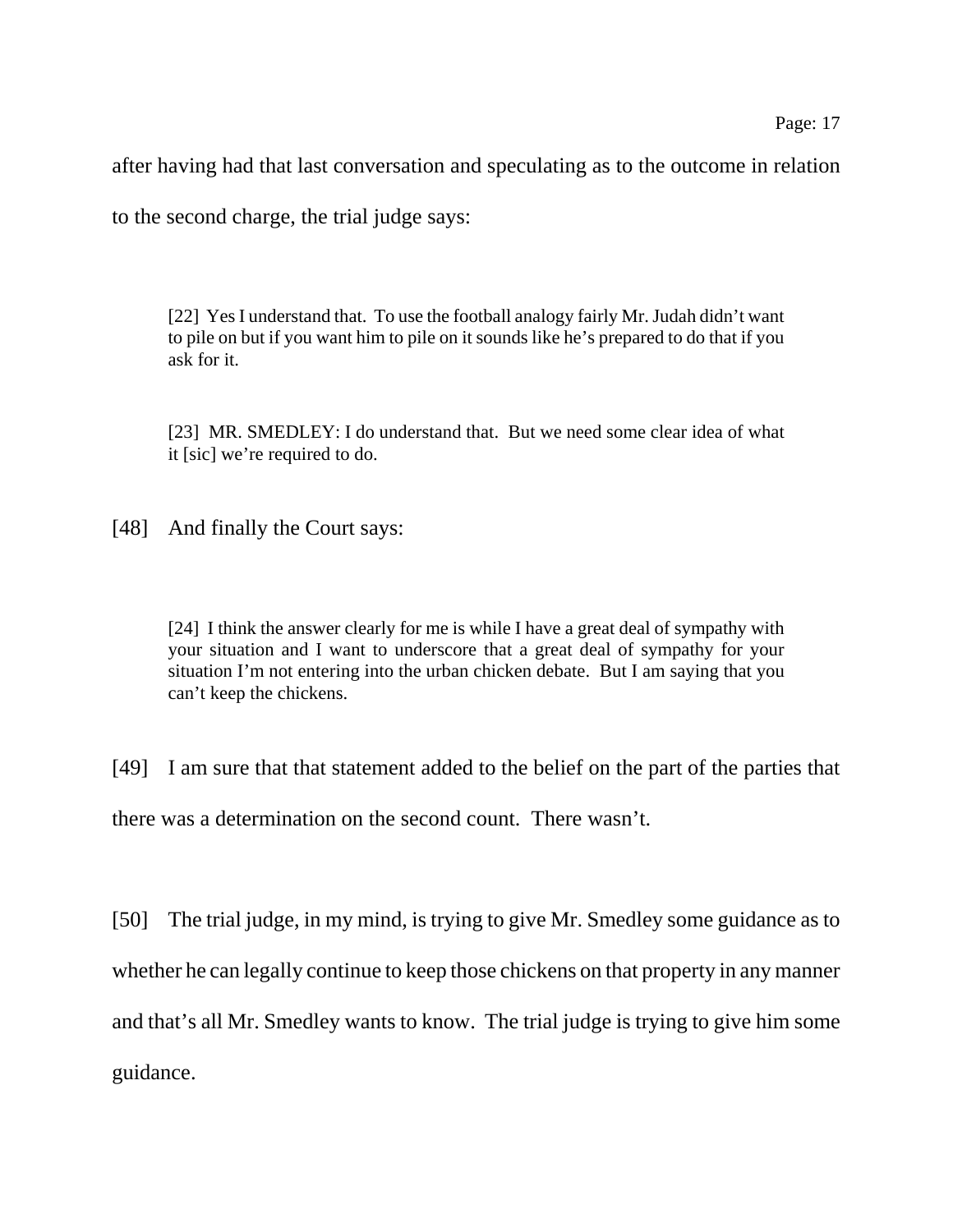after having had that last conversation and speculating as to the outcome in relation to the second charge, the trial judge says:

> [22] Yes I understand that. To use the football analogy fairly Mr. Judah didn't want to pile on but if you want him to pile on it sounds like he's prepared to do that if you ask for it.
>
> [23] MR. SMEDLEY: I do understand that. But we need some clear idea of what it [sic] we're required to do.

[48] And finally the Court says:

> [24] I think the answer clearly for me is while I have a great deal of sympathy with your situation and I want to underscore that a great deal of sympathy for your situation I'm not entering into the urban chicken debate. But I am saying that you can't keep the chickens.

[49] I am sure that that statement added to the belief on the part of the parties that there was a determination on the second count. There wasn't.

[50] The trial judge, in my mind, is trying to give Mr. Smedley some guidance as to whether he can legally continue to keep those chickens on that property in any manner and that's all Mr. Smedley wants to know. The trial judge is trying to give him some guidance.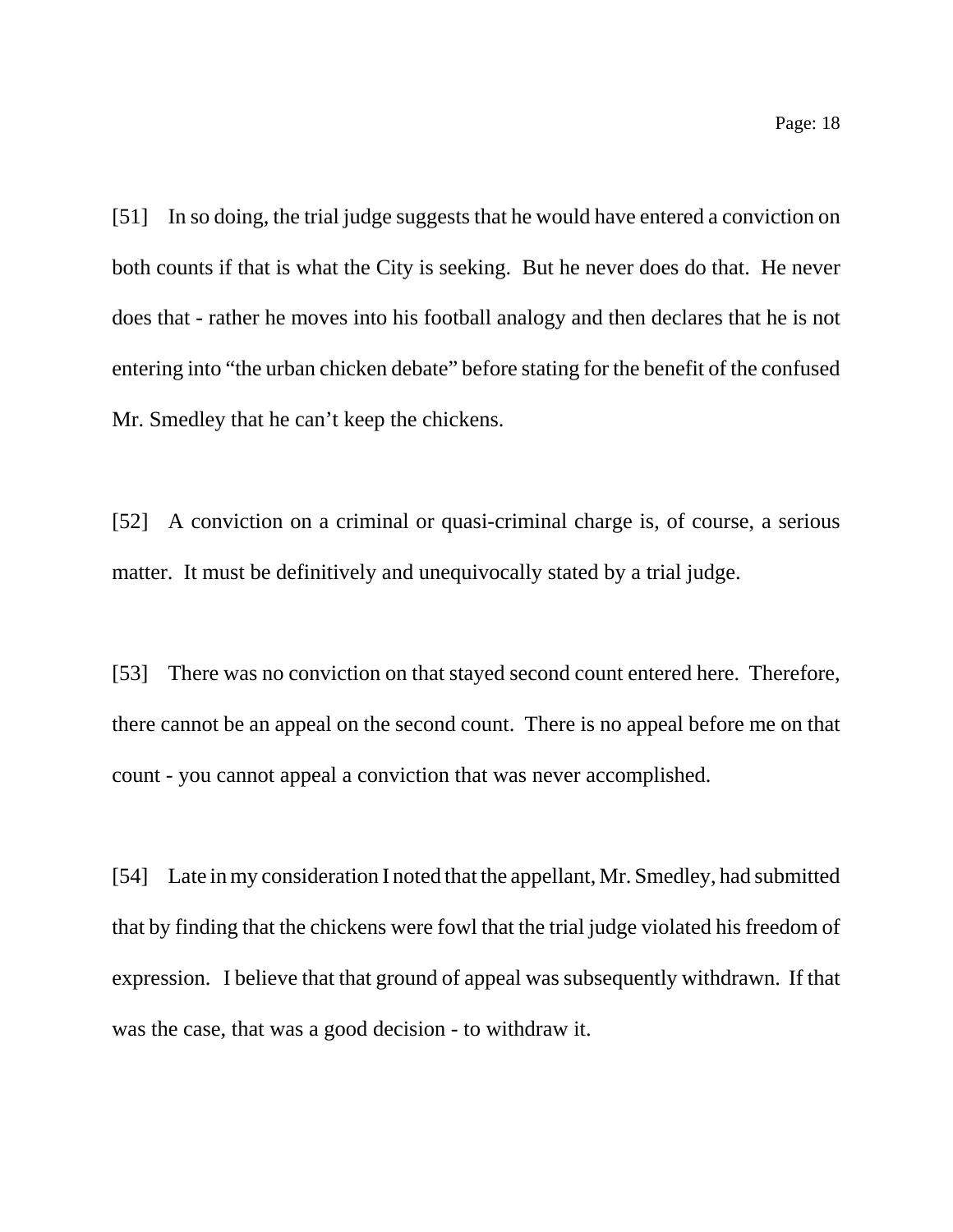[51] In so doing, the trial judge suggests that he would have entered a conviction on both counts if that is what the City is seeking. But he never does do that. He never does that - rather he moves into his football analogy and then declares that he is not entering into "the urban chicken debate" before stating for the benefit of the confused Mr. Smedley that he can't keep the chickens.

[52] A conviction on a criminal or quasi-criminal charge is, of course, a serious matter. It must be definitively and unequivocally stated by a trial judge.

[53] There was no conviction on that stayed second count entered here. Therefore, there cannot be an appeal on the second count. There is no appeal before me on that count - you cannot appeal a conviction that was never accomplished.

[54] Late in my consideration I noted that the appellant, Mr. Smedley, had submitted that by finding that the chickens were fowl that the trial judge violated his freedom of expression. I believe that that ground of appeal was subsequently withdrawn. If that was the case, that was a good decision - to withdraw it.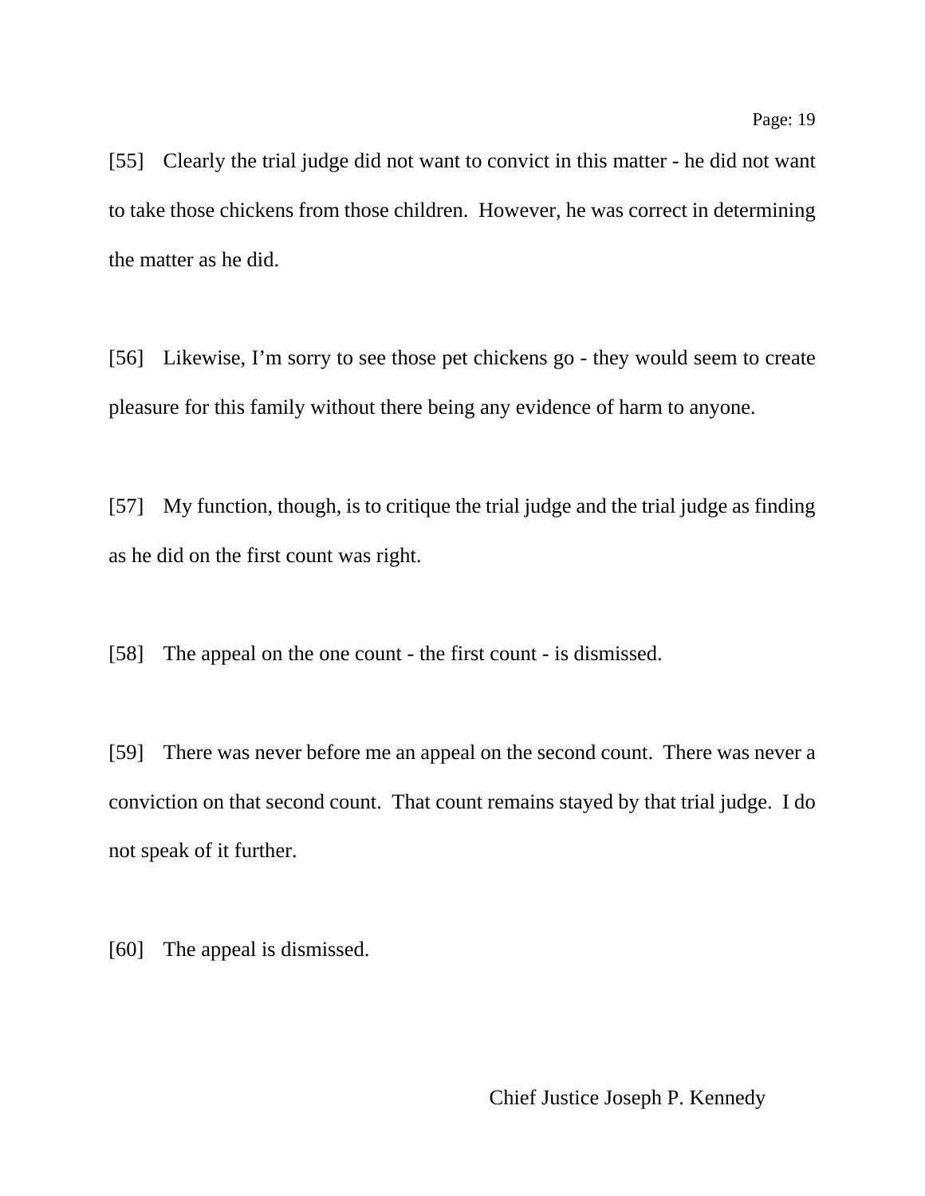[55] Clearly the trial judge did not want to convict in this matter - he did not want to take those chickens from those children. However, he was correct in determining the matter as he did.

[56] Likewise, I'm sorry to see those pet chickens go - they would seem to create pleasure for this family without there being any evidence of harm to anyone.

[57] My function, though, is to critique the trial judge and the trial judge as finding as he did on the first count was right.

[58] The appeal on the one count - the first count - is dismissed.

[59] There was never before me an appeal on the second count. There was never a conviction on that second count. That count remains stayed by that trial judge. I do not speak of it further.

[60] The appeal is dismissed.

Chief Justice Joseph P. Kennedy